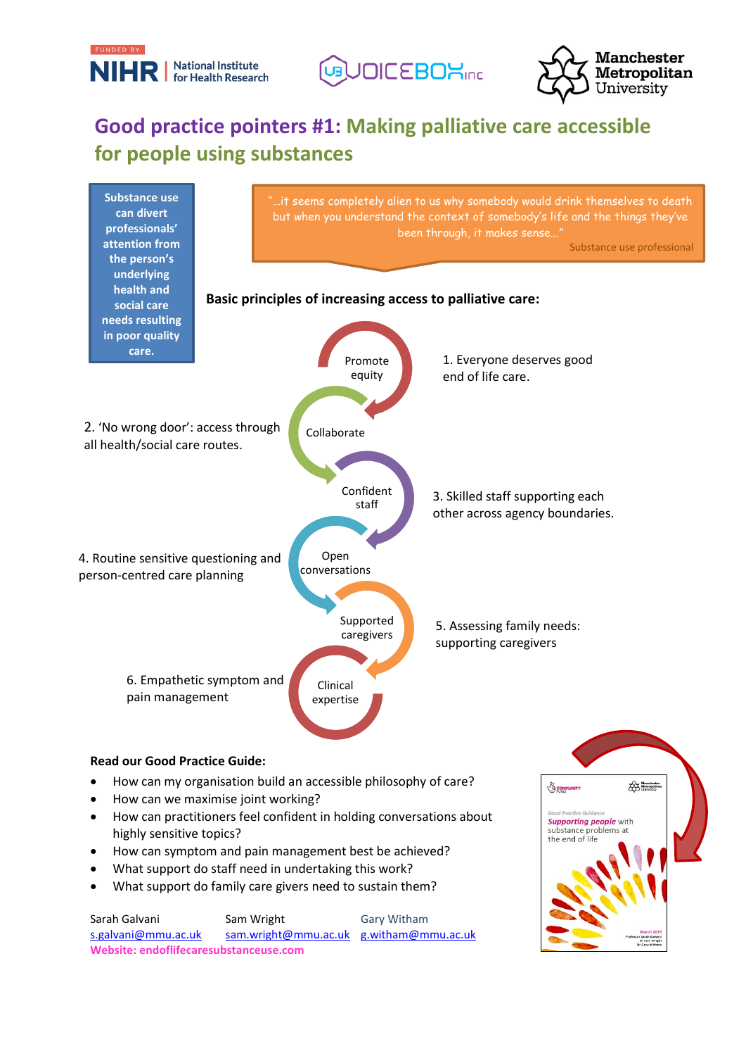FUNDED BY NIHR | National Institute for Health Research

VOICEBOX inc

Manchester Metropolitan University

# Good practice pointers #1: Making palliative care accessible for people using substances

**Substance use can divert professionals' attention from the person's underlying health and social care needs resulting in poor quality care.**

"…it seems completely alien to us why somebody would drink themselves to death but when you understand the context of somebody's life and the things they've been through, it makes sense…"

Substance use professional

**Basic principles of increasing access to palliative care:**

- **Promote equity** — 1. Everyone deserves good end of life care.
- **Collaborate** — 2. 'No wrong door': access through all health/social care routes.
- **Confident staff** — 3. Skilled staff supporting each other across agency boundaries.
- **Open conversations** — 4. Routine sensitive questioning and person-centred care planning
- **Supported caregivers** — 5. Assessing family needs: supporting caregivers
- **Clinical expertise** — 6. Empathetic symptom and pain management

**Read our Good Practice Guide:**

- How can my organisation build an accessible philosophy of care?
- How can we maximise joint working?
- How can practitioners feel confident in holding conversations about highly sensitive topics?
- How can symptom and pain management best be achieved?
- What support do staff need in undertaking this work?
- What support do family care givers need to sustain them?

Good Practice Guidance — *Supporting people* with substance problems at the end of life — March 2019

Sarah Galvani — s.galvani@mmu.ac.uk

Sam Wright — sam.wright@mmu.ac.uk

Gary Witham — g.witham@mmu.ac.uk

**Website: endoflifecaresubstanceuse.com**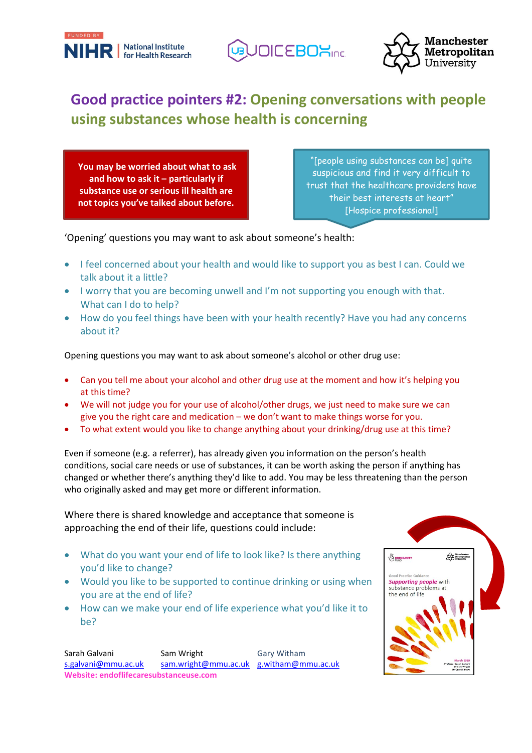# Good practice pointers #2: Opening conversations with people using substances whose health is concerning

**You may be worried about what to ask and how to ask it – particularly if substance use or serious ill health are not topics you've talked about before.**

"[people using substances can be] quite suspicious and find it very difficult to trust that the healthcare providers have their best interests at heart" [Hospice professional]

'Opening' questions you may want to ask about someone's health:

- I feel concerned about your health and would like to support you as best I can. Could we talk about it a little?
- I worry that you are becoming unwell and I'm not supporting you enough with that. What can I do to help?
- How do you feel things have been with your health recently? Have you had any concerns about it?

Opening questions you may want to ask about someone's alcohol or other drug use:

- Can you tell me about your alcohol and other drug use at the moment and how it's helping you at this time?
- We will not judge you for your use of alcohol/other drugs, we just need to make sure we can give you the right care and medication – we don't want to make things worse for you.
- To what extent would you like to change anything about your drinking/drug use at this time?

Even if someone (e.g. a referrer), has already given you information on the person's health conditions, social care needs or use of substances, it can be worth asking the person if anything has changed or whether there's anything they'd like to add. You may be less threatening than the person who originally asked and may get more or different information.

Where there is shared knowledge and acceptance that someone is approaching the end of their life, questions could include:

- What do you want your end of life to look like? Is there anything you'd like to change?
- Would you like to be supported to continue drinking or using when you are at the end of life?
- How can we make your end of life experience what you'd like it to be?

Sarah Galvani s.galvani@mmu.ac.uk

Sam Wright sam.wright@mmu.ac.uk

Gary Witham g.witham@mmu.ac.uk

**Website: endoflifecaresubstanceuse.com**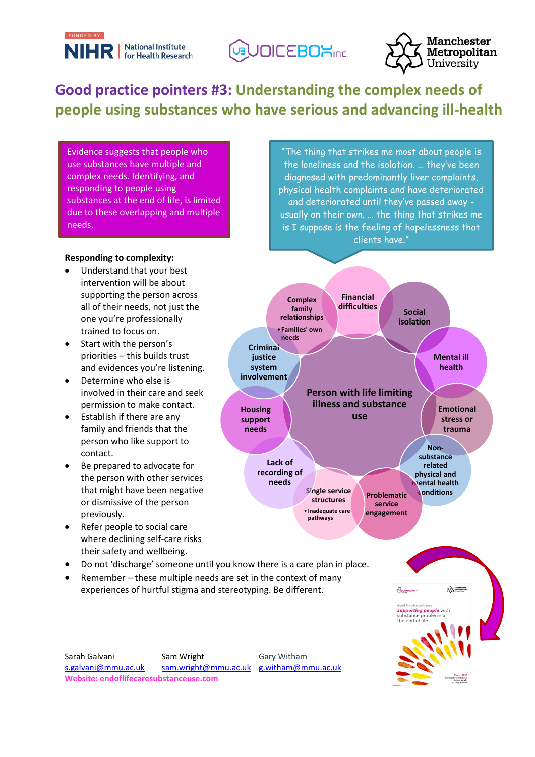FUNDED BY NIHR | National Institute for Health Research

# Good practice pointers #3: Understanding the complex needs of people using substances who have serious and advancing ill-health

Evidence suggests that people who use substances have multiple and complex needs. Identifying, and responding to people using substances at the end of life, is limited due to these overlapping and multiple needs.

"The thing that strikes me most about people is the loneliness and the isolation. … they've been diagnosed with predominantly liver complaints, physical health complaints and have deteriorated and deteriorated until they've passed away - usually on their own. … the thing that strikes me is I suppose is the feeling of hopelessness that clients have."

**Person with life limiting illness and substance use**

- Complex family relationships
  - Families' own needs
- Financial difficulties
- Social isolation
- Mental ill health
- Emotional stress or trauma
- Non-substance related physical and mental health conditions
- Problematic service engagement
- Single service structures
  - Inadequate care pathways
- Lack of recording of needs
- Housing support needs
- Criminal justice system involvement

**Responding to complexity:**

- Understand that your best intervention will be about supporting the person across all of their needs, not just the one you're professionally trained to focus on.
- Start with the person's priorities – this builds trust and evidences you're listening.
- Determine who else is involved in their care and seek permission to make contact.
- Establish if there are any family and friends that the person who like support to contact.
- Be prepared to advocate for the person with other services that might have been negative or dismissive of the person previously.
- Refer people to social care where declining self-care risks their safety and wellbeing.
- Do not 'discharge' someone until you know there is a care plan in place.
- Remember – these multiple needs are set in the context of many experiences of hurtful stigma and stereotyping. Be different.

Good Practice Guidance
*Supporting people* with substance problems at the end of life

Sarah Galvani s.galvani@mmu.ac.uk
Sam Wright sam.wright@mmu.ac.uk
Gary Witham g.witham@mmu.ac.uk

**Website: endoflifecaresubstanceuse.com**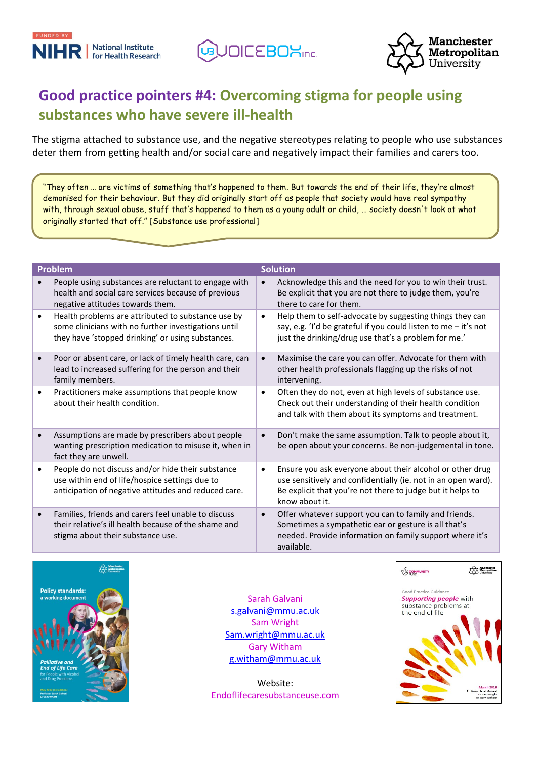# Good practice pointers #4: Overcoming stigma for people using substances who have severe ill-health

The stigma attached to substance use, and the negative stereotypes relating to people who use substances deter them from getting health and/or social care and negatively impact their families and carers too.

> "They often … are victims of something that's happened to them. But towards the end of their life, they're almost demonised for their behaviour. But they did originally start off as people that society would have real sympathy with, through sexual abuse, stuff that's happened to them as a young adult or child, … society doesn't look at what originally started that off." [Substance use professional]

| Problem | Solution |
|---|---|
| • People using substances are reluctant to engage with health and social care services because of previous negative attitudes towards them. | • Acknowledge this and the need for you to win their trust. Be explicit that you are not there to judge them, you're there to care for them. |
| • Health problems are attributed to substance use by some clinicians with no further investigations until they have 'stopped drinking' or using substances. | • Help them to self-advocate by suggesting things they can say, e.g. 'I'd be grateful if you could listen to me – it's not just the drinking/drug use that's a problem for me.' |
| • Poor or absent care, or lack of timely health care, can lead to increased suffering for the person and their family members. | • Maximise the care you can offer. Advocate for them with other health professionals flagging up the risks of not intervening. |
| • Practitioners make assumptions that people know about their health condition. | • Often they do not, even at high levels of substance use. Check out their understanding of their health condition and talk with them about its symptoms and treatment. |
| • Assumptions are made by prescribers about people wanting prescription medication to misuse it, when in fact they are unwell. | • Don't make the same assumption. Talk to people about it, be open about your concerns. Be non-judgemental in tone. |
| • People do not discuss and/or hide their substance use within end of life/hospice settings due to anticipation of negative attitudes and reduced care. | • Ensure you ask everyone about their alcohol or other drug use sensitively and confidentially (ie. not in an open ward). Be explicit that you're not there to judge but it helps to know about it. |
| • Families, friends and carers feel unable to discuss their relative's ill health because of the shame and stigma about their substance use. | • Offer whatever support you can to family and friends. Sometimes a sympathetic ear or gesture is all that's needed. Provide information on family support where it's available. |

Sarah Galvani
s.galvani@mmu.ac.uk
Sam Wright
Sam.wright@mmu.ac.uk
Gary Witham
g.witham@mmu.ac.uk

Website:
Endoflifecaresubstanceuse.com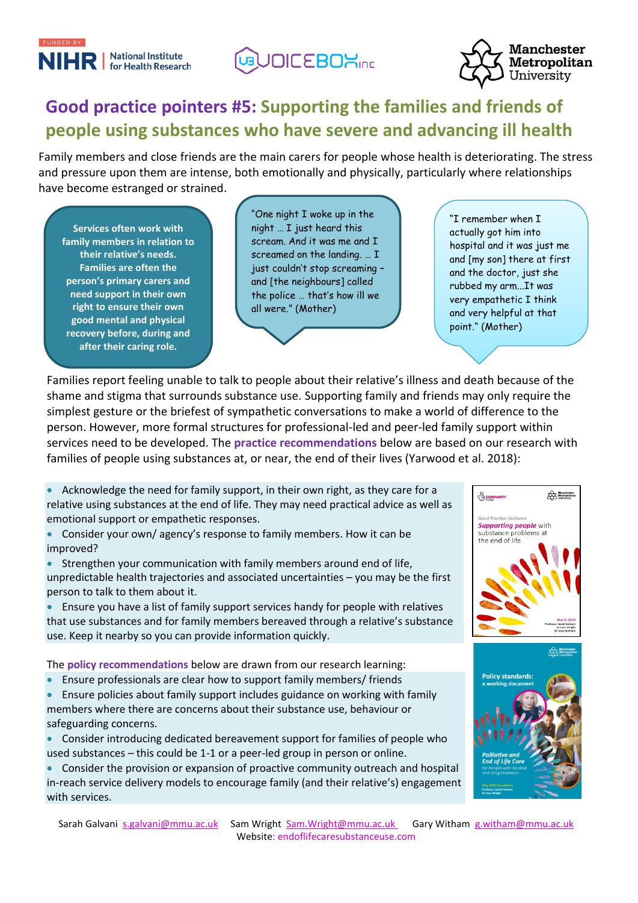# Good practice pointers #5: Supporting the families and friends of people using substances who have severe and advancing ill health

Family members and close friends are the main carers for people whose health is deteriorating. The stress and pressure upon them are intense, both emotionally and physically, particularly where relationships have become estranged or strained.

**Services often work with family members in relation to their relative's needs. Families are often the person's primary carers and need support in their own right to ensure their own good mental and physical recovery before, during and after their caring role.**

"One night I woke up in the night … I just heard this scream. And it was me and I screamed on the landing. … I just couldn't stop screaming – and [the neighbours] called the police … that's how ill we all were." (Mother)

"I remember when I actually got him into hospital and it was just me and [my son] there at first and the doctor, just she rubbed my arm...It was very empathetic I think and very helpful at that point." (Mother)

Families report feeling unable to talk to people about their relative's illness and death because of the shame and stigma that surrounds substance use. Supporting family and friends may only require the simplest gesture or the briefest of sympathetic conversations to make a world of difference to the person. However, more formal structures for professional-led and peer-led family support within services need to be developed. The **practice recommendations** below are based on our research with families of people using substances at, or near, the end of their lives (Yarwood et al. 2018):

- Acknowledge the need for family support, in their own right, as they care for a relative using substances at the end of life. They may need practical advice as well as emotional support or empathetic responses.
- Consider your own/ agency's response to family members. How it can be improved?
- Strengthen your communication with family members around end of life, unpredictable health trajectories and associated uncertainties – you may be the first person to talk to them about it.
- Ensure you have a list of family support services handy for people with relatives that use substances and for family members bereaved through a relative's substance use. Keep it nearby so you can provide information quickly.

The **policy recommendations** below are drawn from our research learning:

- Ensure professionals are clear how to support family members/ friends
- Ensure policies about family support includes guidance on working with family members where there are concerns about their substance use, behaviour or safeguarding concerns.
- Consider introducing dedicated bereavement support for families of people who used substances – this could be 1-1 or a peer-led group in person or online.
- Consider the provision or expansion of proactive community outreach and hospital in-reach service delivery models to encourage family (and their relative's) engagement with services.

Sarah Galvani s.galvani@mmu.ac.uk Sam Wright Sam.Wright@mmu.ac.uk Gary Witham g.witham@mmu.ac.uk
Website: endoflifecaresubstanceuse.com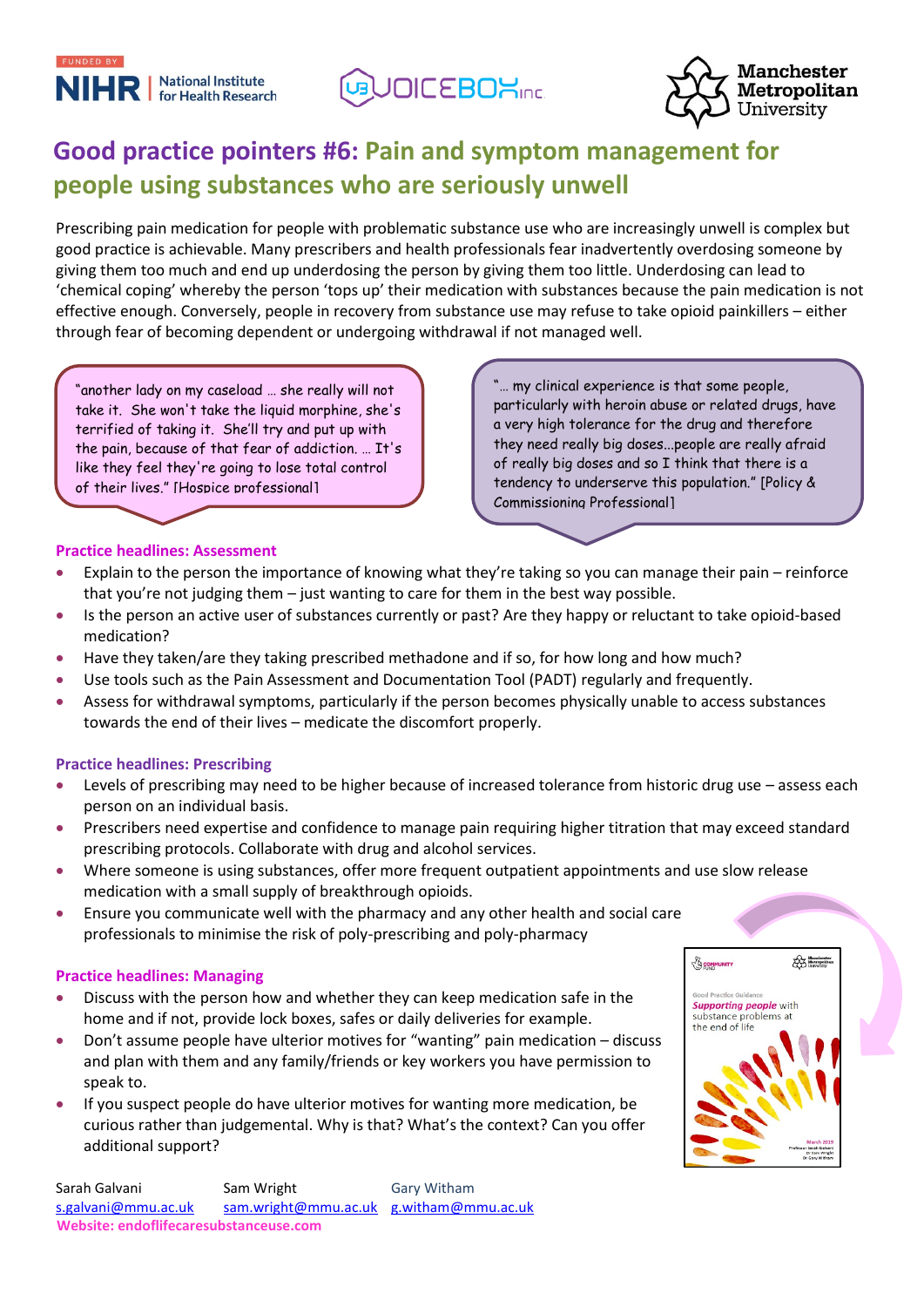FUNDED BY NIHR | National Institute for Health Research

VOICEBOX inc

Manchester Metropolitan University

# Good practice pointers #6: Pain and symptom management for people using substances who are seriously unwell

Prescribing pain medication for people with problematic substance use who are increasingly unwell is complex but good practice is achievable. Many prescribers and health professionals fear inadvertently overdosing someone by giving them too much and end up underdosing the person by giving them too little. Underdosing can lead to 'chemical coping' whereby the person 'tops up' their medication with substances because the pain medication is not effective enough. Conversely, people in recovery from substance use may refuse to take opioid painkillers – either through fear of becoming dependent or undergoing withdrawal if not managed well.

"another lady on my caseload … she really will not take it. She won't take the liquid morphine, she's terrified of taking it. She'll try and put up with the pain, because of that fear of addiction. … It's like they feel they're going to lose total control of their lives." [Hospice professional]

"… my clinical experience is that some people, particularly with heroin abuse or related drugs, have a very high tolerance for the drug and therefore they need really big doses…people are really afraid of really big doses and so I think that there is a tendency to underserve this population." [Policy & Commissioning Professional]

### Practice headlines: Assessment

- Explain to the person the importance of knowing what they're taking so you can manage their pain – reinforce that you're not judging them – just wanting to care for them in the best way possible.
- Is the person an active user of substances currently or past? Are they happy or reluctant to take opioid-based medication?
- Have they taken/are they taking prescribed methadone and if so, for how long and how much?
- Use tools such as the Pain Assessment and Documentation Tool (PADT) regularly and frequently.
- Assess for withdrawal symptoms, particularly if the person becomes physically unable to access substances towards the end of their lives – medicate the discomfort properly.

### Practice headlines: Prescribing

- Levels of prescribing may need to be higher because of increased tolerance from historic drug use – assess each person on an individual basis.
- Prescribers need expertise and confidence to manage pain requiring higher titration that may exceed standard prescribing protocols. Collaborate with drug and alcohol services.
- Where someone is using substances, offer more frequent outpatient appointments and use slow release medication with a small supply of breakthrough opioids.
- Ensure you communicate well with the pharmacy and any other health and social care professionals to minimise the risk of poly-prescribing and poly-pharmacy

### Practice headlines: Managing

- Discuss with the person how and whether they can keep medication safe in the home and if not, provide lock boxes, safes or daily deliveries for example.
- Don't assume people have ulterior motives for "wanting" pain medication – discuss and plan with them and any family/friends or key workers you have permission to speak to.
- If you suspect people do have ulterior motives for wanting more medication, be curious rather than judgemental. Why is that? What's the context? Can you offer additional support?

Good Practice Guidance
*Supporting people* with substance problems at the end of life
March 2019

Sarah Galvani s.galvani@mmu.ac.uk
Sam Wright sam.wright@mmu.ac.uk
Gary Witham g.witham@mmu.ac.uk

**Website: endoflifecaresubstanceuse.com**